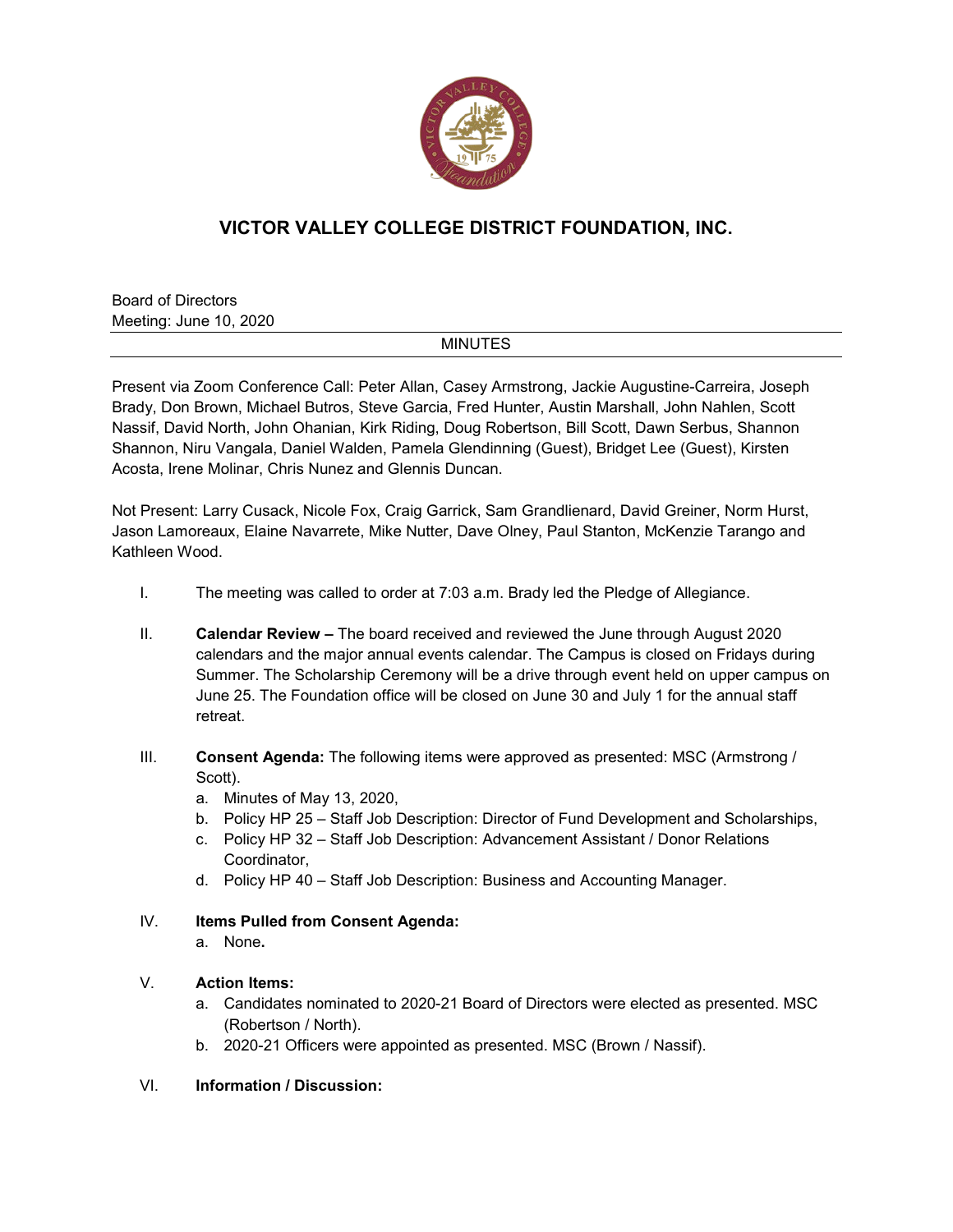# VICTOR VALLEY COLLEGE DISTRICT FOUNDATION, INC.

Board of Directors
Meeting: June 10, 2020

MINUTES

Present via Zoom Conference Call: Peter Allan, Casey Armstrong, Jackie Augustine-Carreira, Joseph Brady, Don Brown, Michael Butros, Steve Garcia, Fred Hunter, Austin Marshall, John Nahlen, Scott Nassif, David North, John Ohanian, Kirk Riding, Doug Robertson, Bill Scott, Dawn Serbus, Shannon Shannon, Niru Vangala, Daniel Walden, Pamela Glendinning (Guest), Bridget Lee (Guest), Kirsten Acosta, Irene Molinar, Chris Nunez and Glennis Duncan.

Not Present: Larry Cusack, Nicole Fox, Craig Garrick, Sam Grandlienard, David Greiner, Norm Hurst, Jason Lamoreaux, Elaine Navarrete, Mike Nutter, Dave Olney, Paul Stanton, McKenzie Tarango and Kathleen Wood.

I. The meeting was called to order at 7:03 a.m. Brady led the Pledge of Allegiance.

II. **Calendar Review –** The board received and reviewed the June through August 2020 calendars and the major annual events calendar. The Campus is closed on Fridays during Summer. The Scholarship Ceremony will be a drive through event held on upper campus on June 25. The Foundation office will be closed on June 30 and July 1 for the annual staff retreat.

III. **Consent Agenda:** The following items were approved as presented: MSC (Armstrong / Scott).
   a. Minutes of May 13, 2020,
   b. Policy HP 25 – Staff Job Description: Director of Fund Development and Scholarships,
   c. Policy HP 32 – Staff Job Description: Advancement Assistant / Donor Relations Coordinator,
   d. Policy HP 40 – Staff Job Description: Business and Accounting Manager.

IV. **Items Pulled from Consent Agenda:**
   a. None**.**

V. **Action Items:**
   a. Candidates nominated to 2020-21 Board of Directors were elected as presented. MSC (Robertson / North).
   b. 2020-21 Officers were appointed as presented. MSC (Brown / Nassif).

VI. **Information / Discussion:**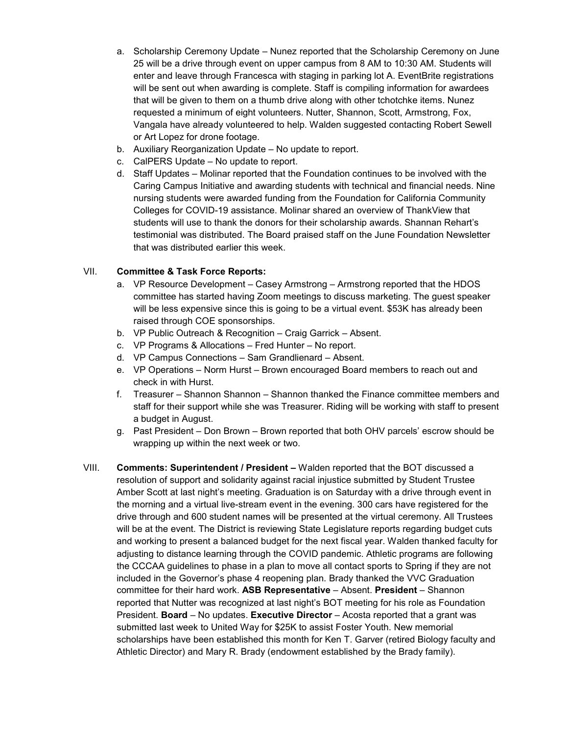a. Scholarship Ceremony Update – Nunez reported that the Scholarship Ceremony on June 25 will be a drive through event on upper campus from 8 AM to 10:30 AM. Students will enter and leave through Francesca with staging in parking lot A. EventBrite registrations will be sent out when awarding is complete. Staff is compiling information for awardees that will be given to them on a thumb drive along with other tchotchke items. Nunez requested a minimum of eight volunteers. Nutter, Shannon, Scott, Armstrong, Fox, Vangala have already volunteered to help. Walden suggested contacting Robert Sewell or Art Lopez for drone footage.

b. Auxiliary Reorganization Update – No update to report.

c. CalPERS Update – No update to report.

d. Staff Updates – Molinar reported that the Foundation continues to be involved with the Caring Campus Initiative and awarding students with technical and financial needs. Nine nursing students were awarded funding from the Foundation for California Community Colleges for COVID-19 assistance. Molinar shared an overview of ThankView that students will use to thank the donors for their scholarship awards. Shannan Rehart's testimonial was distributed. The Board praised staff on the June Foundation Newsletter that was distributed earlier this week.

VII. **Committee & Task Force Reports:**

a. VP Resource Development – Casey Armstrong – Armstrong reported that the HDOS committee has started having Zoom meetings to discuss marketing. The guest speaker will be less expensive since this is going to be a virtual event. $53K has already been raised through COE sponsorships.

b. VP Public Outreach & Recognition – Craig Garrick – Absent.

c. VP Programs & Allocations – Fred Hunter – No report.

d. VP Campus Connections – Sam Grandlienard – Absent.

e. VP Operations – Norm Hurst – Brown encouraged Board members to reach out and check in with Hurst.

f. Treasurer – Shannon Shannon – Shannon thanked the Finance committee members and staff for their support while she was Treasurer. Riding will be working with staff to present a budget in August.

g. Past President – Don Brown – Brown reported that both OHV parcels' escrow should be wrapping up within the next week or two.

VIII. **Comments: Superintendent / President –** Walden reported that the BOT discussed a resolution of support and solidarity against racial injustice submitted by Student Trustee Amber Scott at last night's meeting. Graduation is on Saturday with a drive through event in the morning and a virtual live-stream event in the evening. 300 cars have registered for the drive through and 600 student names will be presented at the virtual ceremony. All Trustees will be at the event. The District is reviewing State Legislature reports regarding budget cuts and working to present a balanced budget for the next fiscal year. Walden thanked faculty for adjusting to distance learning through the COVID pandemic. Athletic programs are following the CCCAA guidelines to phase in a plan to move all contact sports to Spring if they are not included in the Governor's phase 4 reopening plan. Brady thanked the VVC Graduation committee for their hard work. **ASB Representative** – Absent. **President** – Shannon reported that Nutter was recognized at last night's BOT meeting for his role as Foundation President. **Board** – No updates. **Executive Director** – Acosta reported that a grant was submitted last week to United Way for $25K to assist Foster Youth. New memorial scholarships have been established this month for Ken T. Garver (retired Biology faculty and Athletic Director) and Mary R. Brady (endowment established by the Brady family).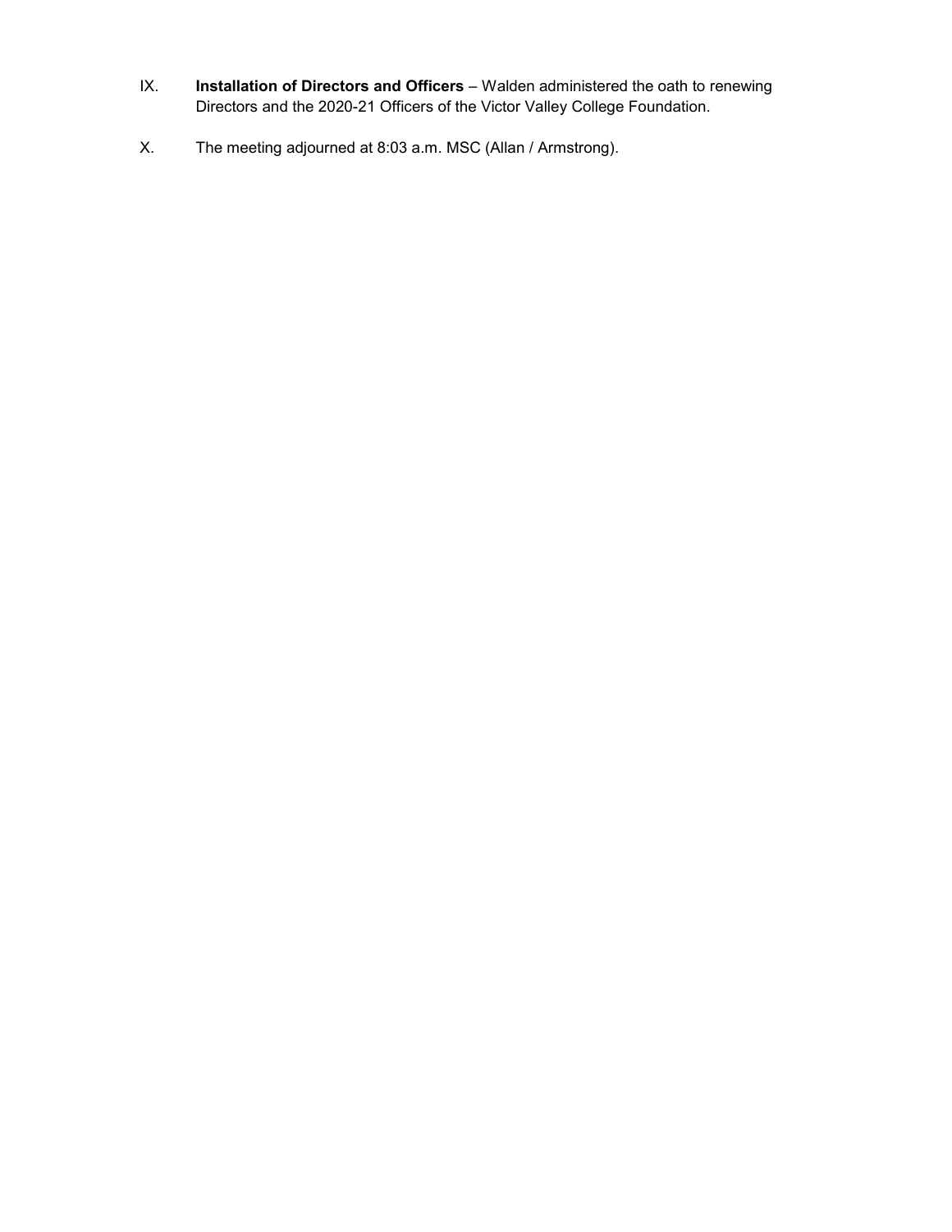IX. **Installation of Directors and Officers** – Walden administered the oath to renewing Directors and the 2020-21 Officers of the Victor Valley College Foundation.

X. The meeting adjourned at 8:03 a.m. MSC (Allan / Armstrong).